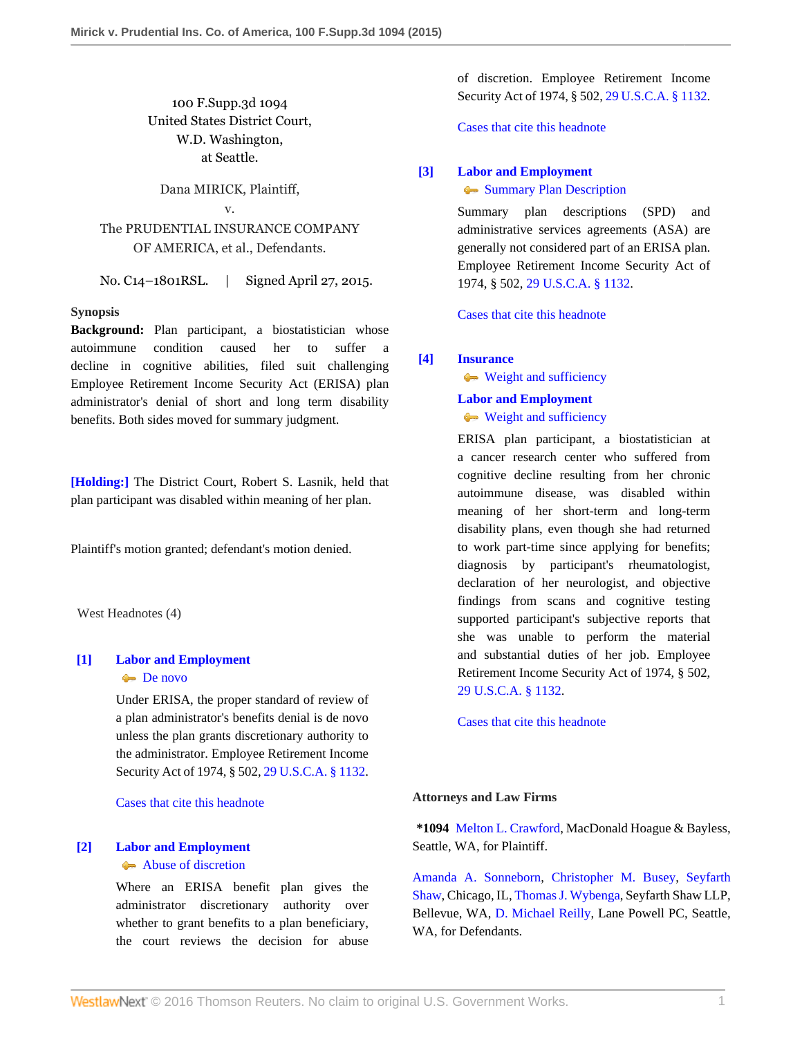100 F.Supp.3d 1094
United States District Court,
W.D. Washington,
at Seattle.

Dana MIRICK, Plaintiff,
v.
The PRUDENTIAL INSURANCE COMPANY OF AMERICA, et al., Defendants.

No. C14–1801RSL. | Signed April 27, 2015.

## Synopsis

**Background:** Plan participant, a biostatistician whose autoimmune condition caused her to suffer a decline in cognitive abilities, filed suit challenging Employee Retirement Income Security Act (ERISA) plan administrator's denial of short and long term disability benefits. Both sides moved for summary judgment.

**[Holding:]** The District Court, Robert S. Lasnik, held that plan participant was disabled within meaning of her plan.

Plaintiff's motion granted; defendant's motion denied.

West Headnotes (4)

**[1]** **Labor and Employment**
De novo

Under ERISA, the proper standard of review of a plan administrator's benefits denial is de novo unless the plan grants discretionary authority to the administrator. Employee Retirement Income Security Act of 1974, § 502, 29 U.S.C.A. § 1132.

Cases that cite this headnote

**[2]** **Labor and Employment**
Abuse of discretion

Where an ERISA benefit plan gives the administrator discretionary authority over whether to grant benefits to a plan beneficiary, the court reviews the decision for abuse of discretion. Employee Retirement Income Security Act of 1974, § 502, 29 U.S.C.A. § 1132.

Cases that cite this headnote

**[3]** **Labor and Employment**
Summary Plan Description

Summary plan descriptions (SPD) and administrative services agreements (ASA) are generally not considered part of an ERISA plan. Employee Retirement Income Security Act of 1974, § 502, 29 U.S.C.A. § 1132.

Cases that cite this headnote

**[4]** **Insurance**
Weight and sufficiency
**Labor and Employment**
Weight and sufficiency

ERISA plan participant, a biostatistician at a cancer research center who suffered from cognitive decline resulting from her chronic autoimmune disease, was disabled within meaning of her short-term and long-term disability plans, even though she had returned to work part-time since applying for benefits; diagnosis by participant's rheumatologist, declaration of her neurologist, and objective findings from scans and cognitive testing supported participant's subjective reports that she was unable to perform the material and substantial duties of her job. Employee Retirement Income Security Act of 1974, § 502, 29 U.S.C.A. § 1132.

Cases that cite this headnote

## Attorneys and Law Firms

*1094 Melton L. Crawford, MacDonald Hoague & Bayless, Seattle, WA, for Plaintiff.

Amanda A. Sonneborn, Christopher M. Busey, Seyfarth Shaw, Chicago, IL, Thomas J. Wybenga, Seyfarth Shaw LLP, Bellevue, WA, D. Michael Reilly, Lane Powell PC, Seattle, WA, for Defendants.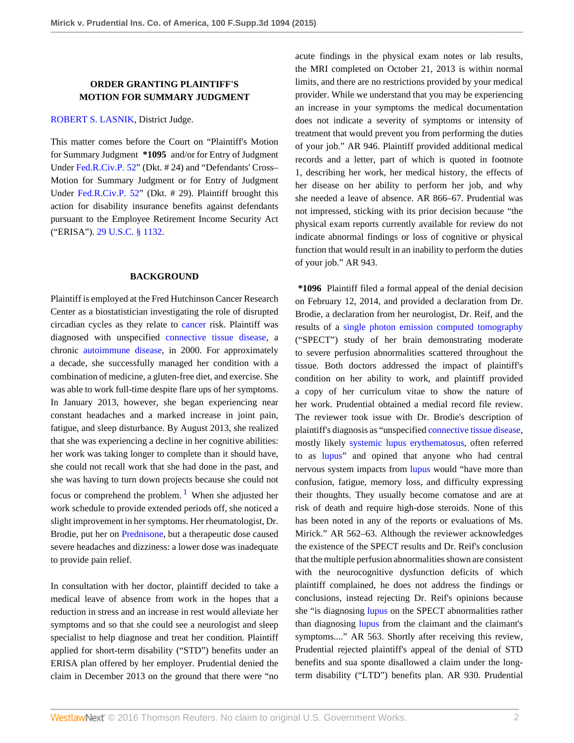## ORDER GRANTING PLAINTIFF'S MOTION FOR SUMMARY JUDGMENT

ROBERT S. LASNIK, District Judge.

This matter comes before the Court on "Plaintiff's Motion for Summary Judgment **\*1095** and/or for Entry of Judgment Under Fed.R.Civ.P. 52" (Dkt. # 24) and "Defendants' Cross–Motion for Summary Judgment or for Entry of Judgment Under Fed.R.Civ.P. 52" (Dkt. # 29). Plaintiff brought this action for disability insurance benefits against defendants pursuant to the Employee Retirement Income Security Act ("ERISA"). 29 U.S.C. § 1132.

## BACKGROUND

Plaintiff is employed at the Fred Hutchinson Cancer Research Center as a biostatistician investigating the role of disrupted circadian cycles as they relate to cancer risk. Plaintiff was diagnosed with unspecified connective tissue disease, a chronic autoimmune disease, in 2000. For approximately a decade, she successfully managed her condition with a combination of medicine, a gluten-free diet, and exercise. She was able to work full-time despite flare ups of her symptoms. In January 2013, however, she began experiencing near constant headaches and a marked increase in joint pain, fatigue, and sleep disturbance. By August 2013, she realized that she was experiencing a decline in her cognitive abilities: her work was taking longer to complete than it should have, she could not recall work that she had done in the past, and she was having to turn down projects because she could not focus or comprehend the problem.[1] When she adjusted her work schedule to provide extended periods off, she noticed a slight improvement in her symptoms. Her rheumatologist, Dr. Brodie, put her on Prednisone, but a therapeutic dose caused severe headaches and dizziness: a lower dose was inadequate to provide pain relief.

In consultation with her doctor, plaintiff decided to take a medical leave of absence from work in the hopes that a reduction in stress and an increase in rest would alleviate her symptoms and so that she could see a neurologist and sleep specialist to help diagnose and treat her condition. Plaintiff applied for short-term disability ("STD") benefits under an ERISA plan offered by her employer. Prudential denied the claim in December 2013 on the ground that there were "no acute findings in the physical exam notes or lab results, the MRI completed on October 21, 2013 is within normal limits, and there are no restrictions provided by your medical provider. While we understand that you may be experiencing an increase in your symptoms the medical documentation does not indicate a severity of symptoms or intensity of treatment that would prevent you from performing the duties of your job." AR 946. Plaintiff provided additional medical records and a letter, part of which is quoted in footnote 1, describing her work, her medical history, the effects of her disease on her ability to perform her job, and why she needed a leave of absence. AR 866–67. Prudential was not impressed, sticking with its prior decision because "the physical exam reports currently available for review do not indicate abnormal findings or loss of cognitive or physical function that would result in an inability to perform the duties of your job." AR 943.

**\*1096** Plaintiff filed a formal appeal of the denial decision on February 12, 2014, and provided a declaration from Dr. Brodie, a declaration from her neurologist, Dr. Reif, and the results of a single photon emission computed tomography ("SPECT") study of her brain demonstrating moderate to severe perfusion abnormalities scattered throughout the tissue. Both doctors addressed the impact of plaintiff's condition on her ability to work, and plaintiff provided a copy of her curriculum vitae to show the nature of her work. Prudential obtained a medial record file review. The reviewer took issue with Dr. Brodie's description of plaintiff's diagnosis as "unspecified connective tissue disease, mostly likely systemic lupus erythematosus, often referred to as lupus" and opined that anyone who had central nervous system impacts from lupus would "have more than confusion, fatigue, memory loss, and difficulty expressing their thoughts. They usually become comatose and are at risk of death and require high-dose steroids. None of this has been noted in any of the reports or evaluations of Ms. Mirick." AR 562–63. Although the reviewer acknowledges the existence of the SPECT results and Dr. Reif's conclusion that the multiple perfusion abnormalities shown are consistent with the neurocognitive dysfunction deficits of which plaintiff complained, he does not address the findings or conclusions, instead rejecting Dr. Reif's opinions because she "is diagnosing lupus on the SPECT abnormalities rather than diagnosing lupus from the claimant and the claimant's symptoms...." AR 563. Shortly after receiving this review, Prudential rejected plaintiff's appeal of the denial of STD benefits and sua sponte disallowed a claim under the long-term disability ("LTD") benefits plan. AR 930. Prudential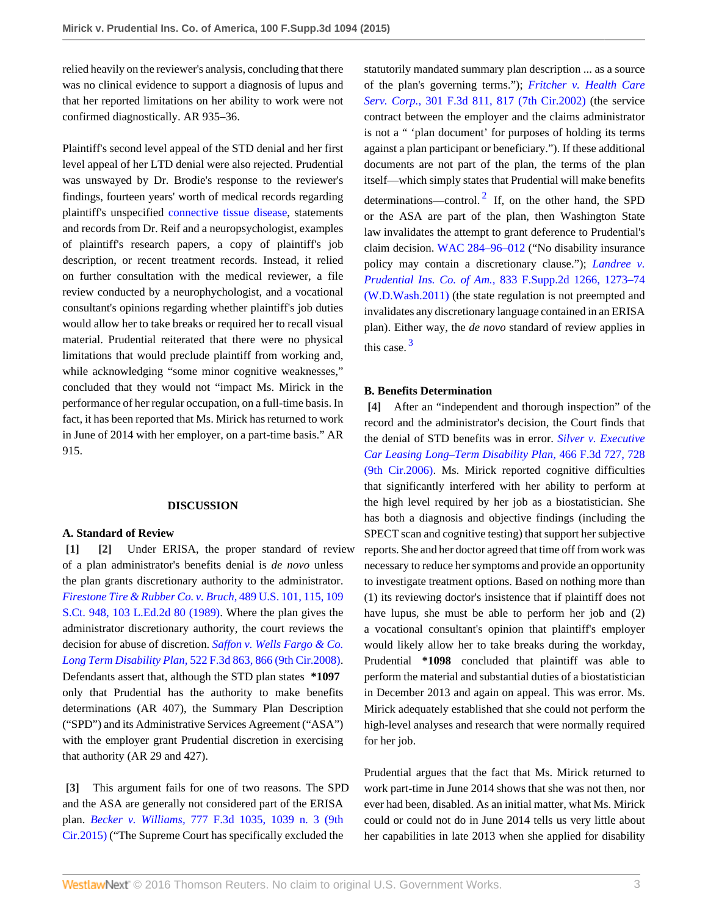relied heavily on the reviewer's analysis, concluding that there was no clinical evidence to support a diagnosis of lupus and that her reported limitations on her ability to work were not confirmed diagnostically. AR 935–36.

Plaintiff's second level appeal of the STD denial and her first level appeal of her LTD denial were also rejected. Prudential was unswayed by Dr. Brodie's response to the reviewer's findings, fourteen years' worth of medical records regarding plaintiff's unspecified connective tissue disease, statements and records from Dr. Reif and a neuropsychologist, examples of plaintiff's research papers, a copy of plaintiff's job description, or recent treatment records. Instead, it relied on further consultation with the medical reviewer, a file review conducted by a neurophychologist, and a vocational consultant's opinions regarding whether plaintiff's job duties would allow her to take breaks or required her to recall visual material. Prudential reiterated that there were no physical limitations that would preclude plaintiff from working and, while acknowledging "some minor cognitive weaknesses," concluded that they would not "impact Ms. Mirick in the performance of her regular occupation, on a full-time basis. In fact, it has been reported that Ms. Mirick has returned to work in June of 2014 with her employer, on a part-time basis." AR 915.

## DISCUSSION

### A. Standard of Review

**[1] [2]** Under ERISA, the proper standard of review of a plan administrator's benefits denial is *de novo* unless the plan grants discretionary authority to the administrator. *Firestone Tire & Rubber Co. v. Bruch,* 489 U.S. 101, 115, 109 S.Ct. 948, 103 L.Ed.2d 80 (1989). Where the plan gives the administrator discretionary authority, the court reviews the decision for abuse of discretion. *Saffon v. Wells Fargo & Co. Long Term Disability Plan,* 522 F.3d 863, 866 (9th Cir.2008). Defendants assert that, although the STD plan states **\*1097** only that Prudential has the authority to make benefits determinations (AR 407), the Summary Plan Description ("SPD") and its Administrative Services Agreement ("ASA") with the employer grant Prudential discretion in exercising that authority (AR 29 and 427).

**[3]** This argument fails for one of two reasons. The SPD and the ASA are generally not considered part of the ERISA plan. *Becker v. Williams,* 777 F.3d 1035, 1039 n. 3 (9th Cir.2015) ("The Supreme Court has specifically excluded the statutorily mandated summary plan description ... as a source of the plan's governing terms."); *Fritcher v. Health Care Serv. Corp.,* 301 F.3d 811, 817 (7th Cir.2002) (the service contract between the employer and the claims administrator is not a " 'plan document' for purposes of holding its terms against a plan participant or beneficiary."). If these additional documents are not part of the plan, the terms of the plan itself—which simply states that Prudential will make benefits determinations—control. [2] If, on the other hand, the SPD or the ASA are part of the plan, then Washington State law invalidates the attempt to grant deference to Prudential's claim decision. WAC 284–96–012 ("No disability insurance policy may contain a discretionary clause."); *Landree v. Prudential Ins. Co. of Am.,* 833 F.Supp.2d 1266, 1273–74 (W.D.Wash.2011) (the state regulation is not preempted and invalidates any discretionary language contained in an ERISA plan). Either way, the *de novo* standard of review applies in this case. [3]

### B. Benefits Determination

**[4]** After an "independent and thorough inspection" of the record and the administrator's decision, the Court finds that the denial of STD benefits was in error. *Silver v. Executive Car Leasing Long–Term Disability Plan,* 466 F.3d 727, 728 (9th Cir.2006). Ms. Mirick reported cognitive difficulties that significantly interfered with her ability to perform at the high level required by her job as a biostatistician. She has both a diagnosis and objective findings (including the SPECT scan and cognitive testing) that support her subjective reports. She and her doctor agreed that time off from work was necessary to reduce her symptoms and provide an opportunity to investigate treatment options. Based on nothing more than (1) its reviewing doctor's insistence that if plaintiff does not have lupus, she must be able to perform her job and (2) a vocational consultant's opinion that plaintiff's employer would likely allow her to take breaks during the workday, Prudential **\*1098** concluded that plaintiff was able to perform the material and substantial duties of a biostatistician in December 2013 and again on appeal. This was error. Ms. Mirick adequately established that she could not perform the high-level analyses and research that were normally required for her job.

Prudential argues that the fact that Ms. Mirick returned to work part-time in June 2014 shows that she was not then, nor ever had been, disabled. As an initial matter, what Ms. Mirick could or could not do in June 2014 tells us very little about her capabilities in late 2013 when she applied for disability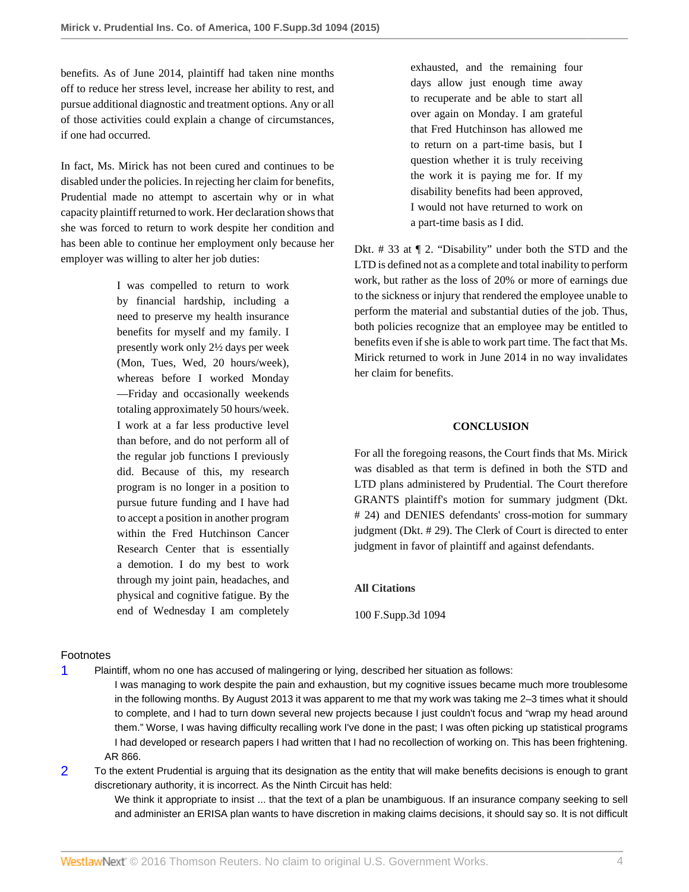benefits. As of June 2014, plaintiff had taken nine months off to reduce her stress level, increase her ability to rest, and pursue additional diagnostic and treatment options. Any or all of those activities could explain a change of circumstances, if one had occurred.

In fact, Ms. Mirick has not been cured and continues to be disabled under the policies. In rejecting her claim for benefits, Prudential made no attempt to ascertain why or in what capacity plaintiff returned to work. Her declaration shows that she was forced to return to work despite her condition and has been able to continue her employment only because her employer was willing to alter her job duties:

> I was compelled to return to work by financial hardship, including a need to preserve my health insurance benefits for myself and my family. I presently work only 2½ days per week (Mon, Tues, Wed, 20 hours/week), whereas before I worked Monday—Friday and occasionally weekends totaling approximately 50 hours/week. I work at a far less productive level than before, and do not perform all of the regular job functions I previously did. Because of this, my research program is no longer in a position to pursue future funding and I have had to accept a position in another program within the Fred Hutchinson Cancer Research Center that is essentially a demotion. I do my best to work through my joint pain, headaches, and physical and cognitive fatigue. By the end of Wednesday I am completely exhausted, and the remaining four days allow just enough time away to recuperate and be able to start all over again on Monday. I am grateful that Fred Hutchinson has allowed me to return on a part-time basis, but I question whether it is truly receiving the work it is paying me for. If my disability benefits had been approved, I would not have returned to work on a part-time basis as I did.

Dkt. # 33 at ¶ 2. "Disability" under both the STD and the LTD is defined not as a complete and total inability to perform work, but rather as the loss of 20% or more of earnings due to the sickness or injury that rendered the employee unable to perform the material and substantial duties of the job. Thus, both policies recognize that an employee may be entitled to benefits even if she is able to work part time. The fact that Ms. Mirick returned to work in June 2014 in no way invalidates her claim for benefits.

### CONCLUSION

For all the foregoing reasons, the Court finds that Ms. Mirick was disabled as that term is defined in both the STD and LTD plans administered by Prudential. The Court therefore GRANTS plaintiff's motion for summary judgment (Dkt. # 24) and DENIES defendants' cross-motion for summary judgment (Dkt. # 29). The Clerk of Court is directed to enter judgment in favor of plaintiff and against defendants.

**All Citations**

100 F.Supp.3d 1094

---

Footnotes

1 Plaintiff, whom no one has accused of malingering or lying, described her situation as follows:

> I was managing to work despite the pain and exhaustion, but my cognitive issues became much more troublesome in the following months. By August 2013 it was apparent to me that my work was taking me 2–3 times what it should to complete, and I had to turn down several new projects because I just couldn't focus and "wrap my head around them." Worse, I was having difficulty recalling work I've done in the past; I was often picking up statistical programs I had developed or research papers I had written that I had no recollection of working on. This has been frightening.

AR 866.

2 To the extent Prudential is arguing that its designation as the entity that will make benefits decisions is enough to grant discretionary authority, it is incorrect. As the Ninth Circuit has held:

> We think it appropriate to insist ... that the text of a plan be unambiguous. If an insurance company seeking to sell and administer an ERISA plan wants to have discretion in making claims decisions, it should say so. It is not difficult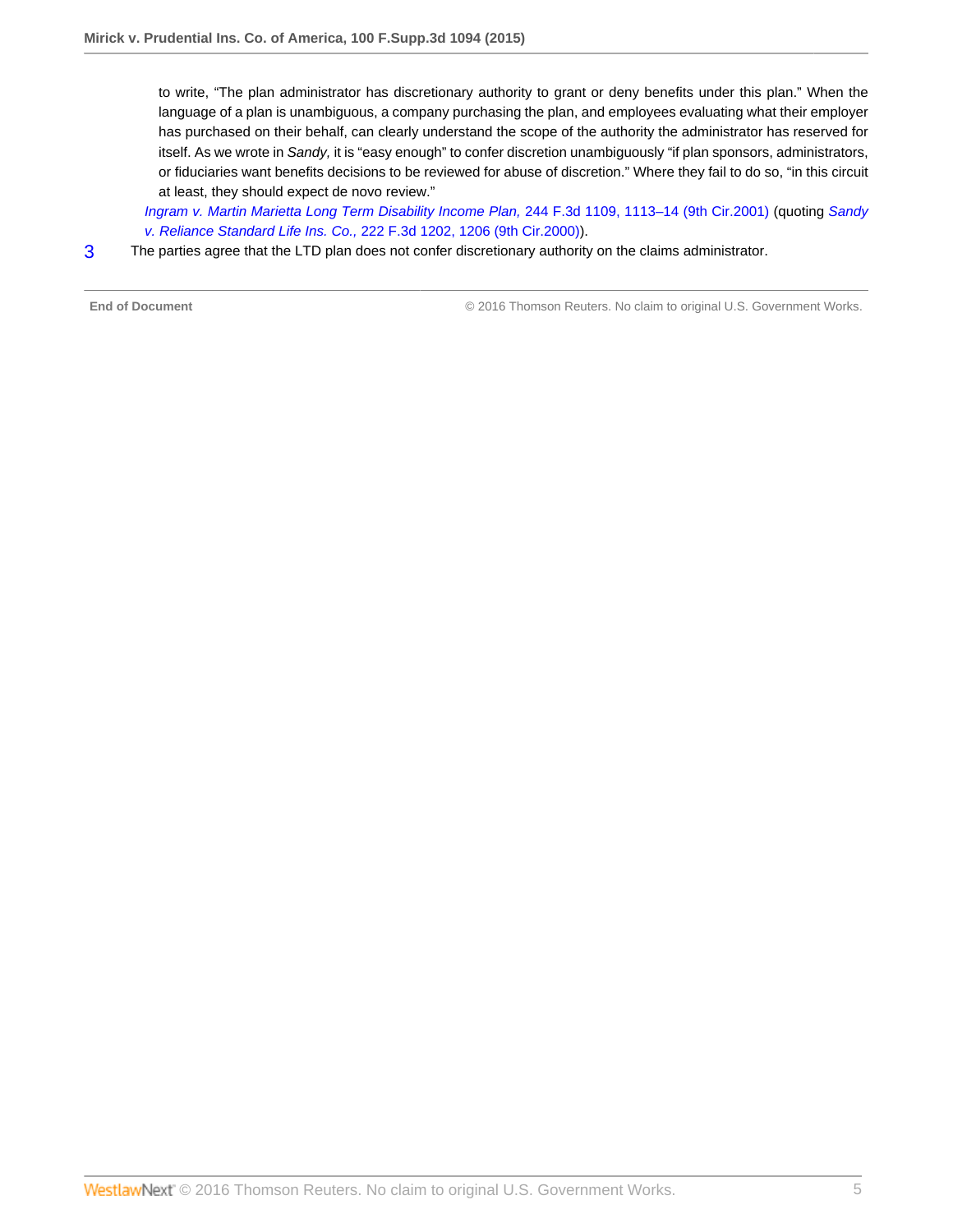> to write, "The plan administrator has discretionary authority to grant or deny benefits under this plan." When the language of a plan is unambiguous, a company purchasing the plan, and employees evaluating what their employer has purchased on their behalf, can clearly understand the scope of the authority the administrator has reserved for itself. As we wrote in *Sandy,* it is "easy enough" to confer discretion unambiguously "if plan sponsors, administrators, or fiduciaries want benefits decisions to be reviewed for abuse of discretion." Where they fail to do so, "in this circuit at least, they should expect de novo review."

*Ingram v. Martin Marietta Long Term Disability Income Plan,* 244 F.3d 1109, 1113–14 (9th Cir.2001) (quoting *Sandy v. Reliance Standard Life Ins. Co.,* 222 F.3d 1202, 1206 (9th Cir.2000)).

3 The parties agree that the LTD plan does not confer discretionary authority on the claims administrator.

**End of Document** © 2016 Thomson Reuters. No claim to original U.S. Government Works.